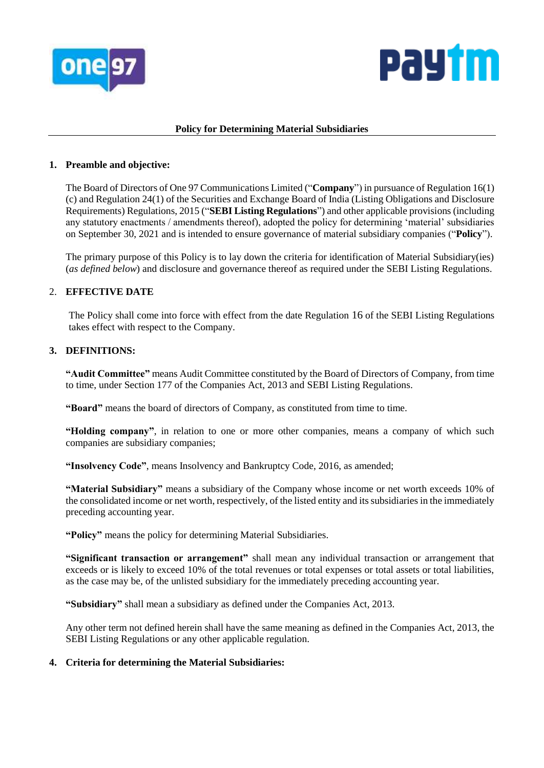# Policy for Determining Material Subsidiaries

## 1. Preamble and objective:

The Board of Directors of One 97 Communications Limited ("**Company**") in pursuance of Regulation 16(1)(c) and Regulation 24(1) of the Securities and Exchange Board of India (Listing Obligations and Disclosure Requirements) Regulations, 2015 ("**SEBI Listing Regulations**") and other applicable provisions (including any statutory enactments / amendments thereof), adopted the policy for determining 'material' subsidiaries on September 30, 2021 and is intended to ensure governance of material subsidiary companies ("**Policy**").

The primary purpose of this Policy is to lay down the criteria for identification of Material Subsidiary(ies) (*as defined below*) and disclosure and governance thereof as required under the SEBI Listing Regulations.

## 2. EFFECTIVE DATE

The Policy shall come into force with effect from the date Regulation 16 of the SEBI Listing Regulations takes effect with respect to the Company.

## 3. DEFINITIONS:

**"Audit Committee"** means Audit Committee constituted by the Board of Directors of Company, from time to time, under Section 177 of the Companies Act, 2013 and SEBI Listing Regulations.

**"Board"** means the board of directors of Company, as constituted from time to time.

**"Holding company"**, in relation to one or more other companies, means a company of which such companies are subsidiary companies;

**"Insolvency Code"**, means Insolvency and Bankruptcy Code, 2016, as amended;

**"Material Subsidiary"** means a subsidiary of the Company whose income or net worth exceeds 10% of the consolidated income or net worth, respectively, of the listed entity and its subsidiaries in the immediately preceding accounting year.

**"Policy"** means the policy for determining Material Subsidiaries.

**"Significant transaction or arrangement"** shall mean any individual transaction or arrangement that exceeds or is likely to exceed 10% of the total revenues or total expenses or total assets or total liabilities, as the case may be, of the unlisted subsidiary for the immediately preceding accounting year.

**"Subsidiary"** shall mean a subsidiary as defined under the Companies Act, 2013.

Any other term not defined herein shall have the same meaning as defined in the Companies Act, 2013, the SEBI Listing Regulations or any other applicable regulation.

## 4. Criteria for determining the Material Subsidiaries: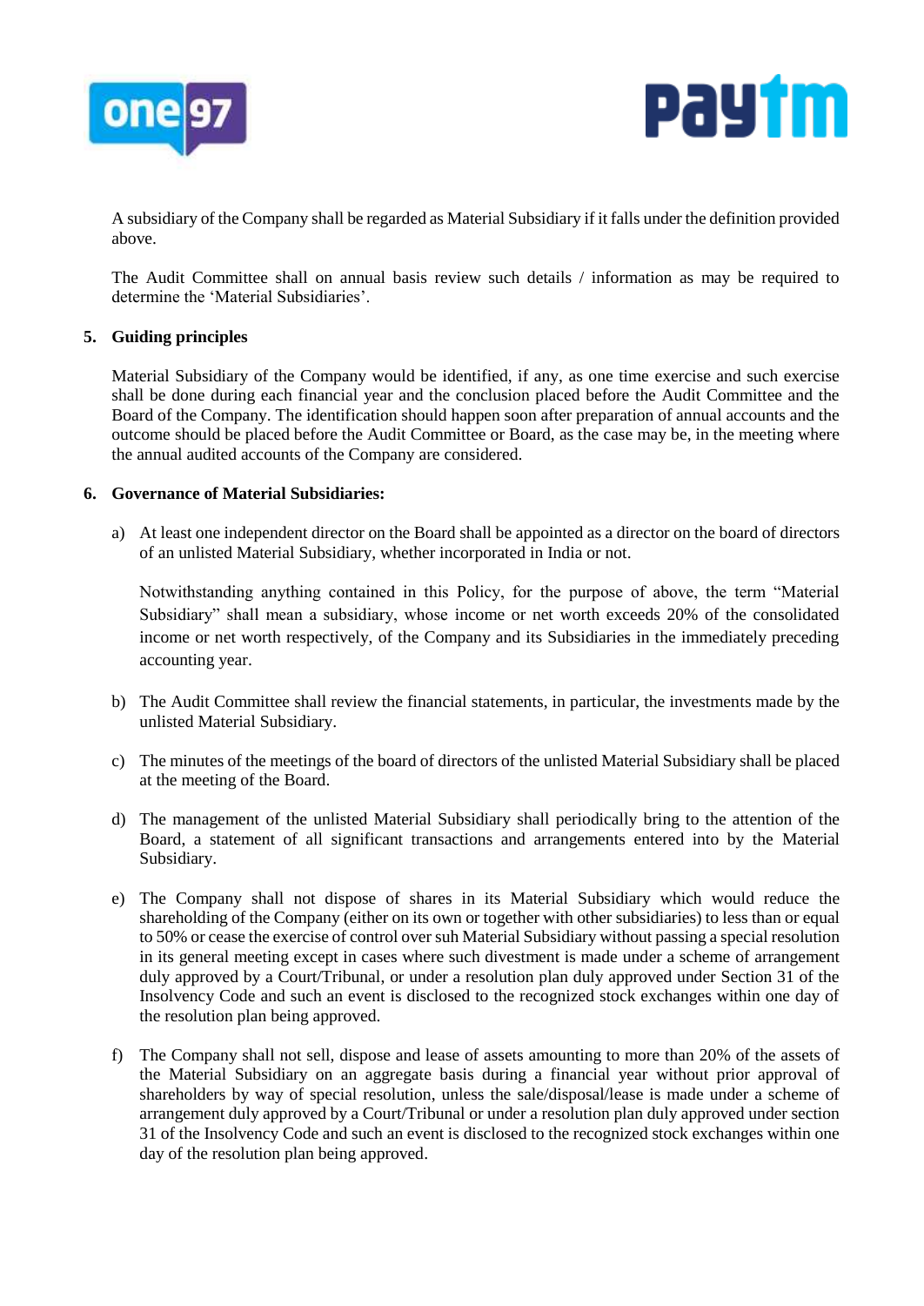A subsidiary of the Company shall be regarded as Material Subsidiary if it falls under the definition provided above.

The Audit Committee shall on annual basis review such details / information as may be required to determine the 'Material Subsidiaries'.

**5. Guiding principles**

Material Subsidiary of the Company would be identified, if any, as one time exercise and such exercise shall be done during each financial year and the conclusion placed before the Audit Committee and the Board of the Company. The identification should happen soon after preparation of annual accounts and the outcome should be placed before the Audit Committee or Board, as the case may be, in the meeting where the annual audited accounts of the Company are considered.

**6. Governance of Material Subsidiaries:**

a) At least one independent director on the Board shall be appointed as a director on the board of directors of an unlisted Material Subsidiary, whether incorporated in India or not.

   Notwithstanding anything contained in this Policy, for the purpose of above, the term "Material Subsidiary" shall mean a subsidiary, whose income or net worth exceeds 20% of the consolidated income or net worth respectively, of the Company and its Subsidiaries in the immediately preceding accounting year.

b) The Audit Committee shall review the financial statements, in particular, the investments made by the unlisted Material Subsidiary.

c) The minutes of the meetings of the board of directors of the unlisted Material Subsidiary shall be placed at the meeting of the Board.

d) The management of the unlisted Material Subsidiary shall periodically bring to the attention of the Board, a statement of all significant transactions and arrangements entered into by the Material Subsidiary.

e) The Company shall not dispose of shares in its Material Subsidiary which would reduce the shareholding of the Company (either on its own or together with other subsidiaries) to less than or equal to 50% or cease the exercise of control over suh Material Subsidiary without passing a special resolution in its general meeting except in cases where such divestment is made under a scheme of arrangement duly approved by a Court/Tribunal, or under a resolution plan duly approved under Section 31 of the Insolvency Code and such an event is disclosed to the recognized stock exchanges within one day of the resolution plan being approved.

f) The Company shall not sell, dispose and lease of assets amounting to more than 20% of the assets of the Material Subsidiary on an aggregate basis during a financial year without prior approval of shareholders by way of special resolution, unless the sale/disposal/lease is made under a scheme of arrangement duly approved by a Court/Tribunal or under a resolution plan duly approved under section 31 of the Insolvency Code and such an event is disclosed to the recognized stock exchanges within one day of the resolution plan being approved.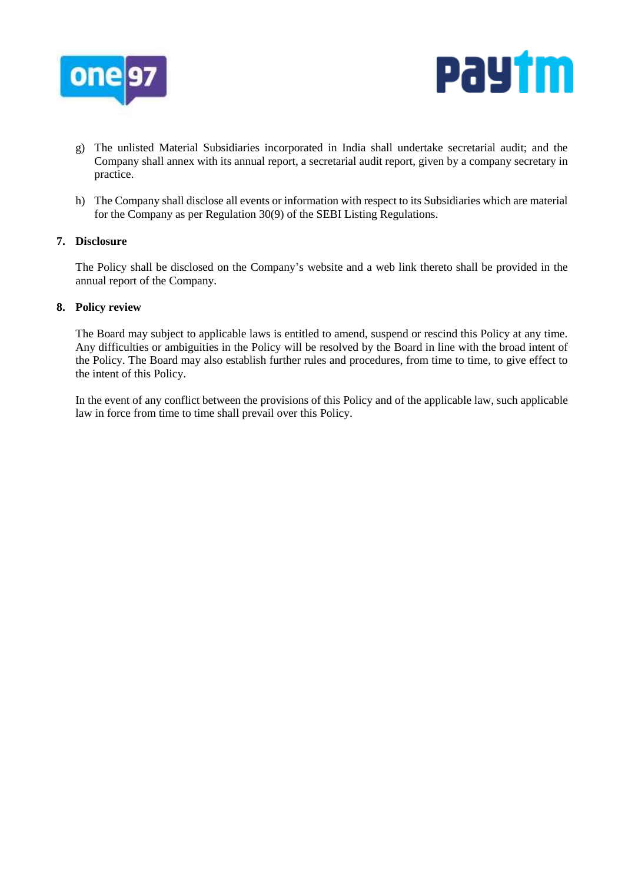g) The unlisted Material Subsidiaries incorporated in India shall undertake secretarial audit; and the Company shall annex with its annual report, a secretarial audit report, given by a company secretary in practice.

h) The Company shall disclose all events or information with respect to its Subsidiaries which are material for the Company as per Regulation 30(9) of the SEBI Listing Regulations.

## 7. Disclosure

The Policy shall be disclosed on the Company's website and a web link thereto shall be provided in the annual report of the Company.

## 8. Policy review

The Board may subject to applicable laws is entitled to amend, suspend or rescind this Policy at any time. Any difficulties or ambiguities in the Policy will be resolved by the Board in line with the broad intent of the Policy. The Board may also establish further rules and procedures, from time to time, to give effect to the intent of this Policy.

In the event of any conflict between the provisions of this Policy and of the applicable law, such applicable law in force from time to time shall prevail over this Policy.